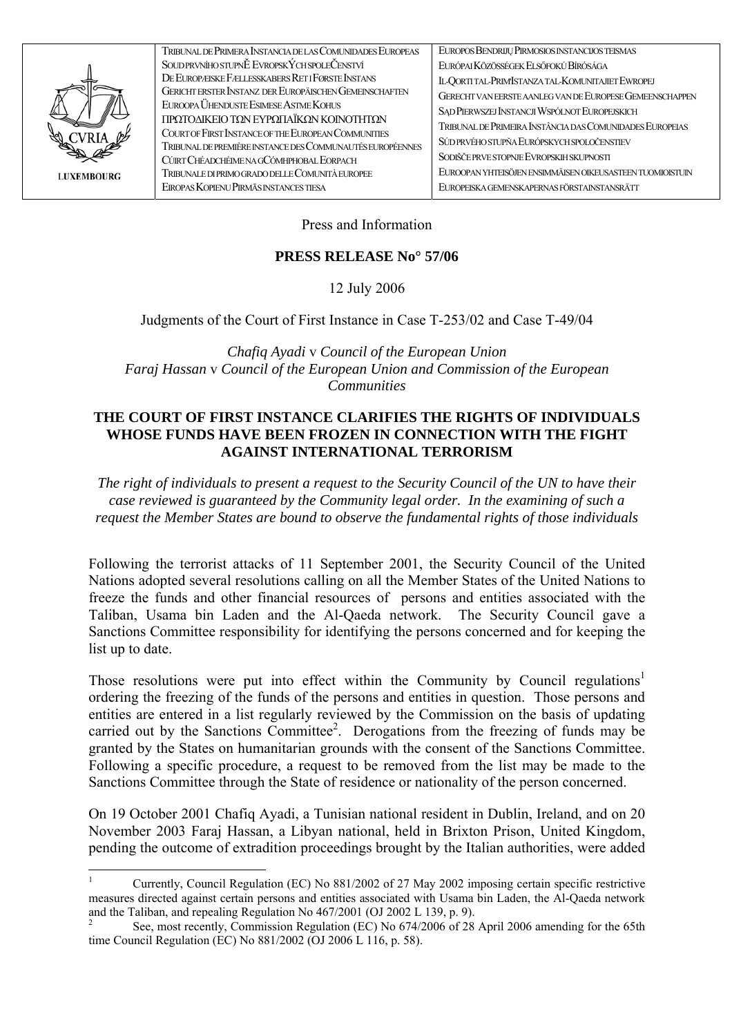| | | |
|---|---|---|
| CVRIA LUXEMBOURG | TRIBUNAL DE PRIMERA INSTANCIA DE LAS COMUNIDADES EUROPEAS<br>SOUD PRVNÍHO STUPNĚ EVROPSKÝCH SPOLEČENSTVÍ<br>DE EUROPÆISKE FÆLLESSKABERS RET I FØRSTE INSTANS<br>GERICHT ERSTER INSTANZ DER EUROPÄISCHEN GEMEINSCHAFTEN<br>EUROOPA ÜHENDUSTE ESIMESE ASTME KOHUS<br>ΠΡΩΤΟΔΙΚΕΙΟ ΤΩΝ ΕΥΡΩΠΑΪΚΩΝ ΚΟΙΝΟΤΗΤΩΝ<br>COURT OF FIRST INSTANCE OF THE EUROPEAN COMMUNITIES<br>TRIBUNAL DE PREMIÈRE INSTANCE DES COMMUNAUTÉS EUROPÉENNES<br>CÚIRT CHÉADCHÉIME NA gCÓMHPHOBAL EORPACH<br>TRIBUNALE DI PRIMO GRADO DELLE COMUNITÀ EUROPEE<br>EIROPAS KOPIENU PIRMĀS INSTANCES TIESA | EUROPOS BENDRIJŲ PIRMOSIOS INSTANCIJOS TEISMAS<br>EURÓPAI KÖZÖSSÉGEK ELSŐFOKÚ BÍRÓSÁGA<br>IL-QORTI TAL-PRIM'ISTANZA TAL-KOMUNITAJIET EWROPEJ<br>GERECHT VAN EERSTE AANLEG VAN DE EUROPESE GEMEENSCHAPPEN<br>SĄD PIERWSZEJ INSTANCJI WSPÓLNOT EUROPEJSKICH<br>TRIBUNAL DE PRIMEIRA INSTÂNCIA DAS COMUNIDADES EUROPEIAS<br>SÚD PRVÉHO STUPŇA EURÓPSKYCH SPOLOČENSTIEV<br>SODIŠČE PRVE STOPNJE EVROPSKIH SKUPNOSTI<br>EUROOPAN YHTEISÖJEN ENSIMMÄISEN OIKEUSASTEEN TUOMIOISTUIN<br>EUROPEISKA GEMENSKAPERNAS FÖRSTAINSTANSRÄTT |

Press and Information

**PRESS RELEASE No° 57/06**

12 July 2006

Judgments of the Court of First Instance in Case T-253/02 and Case T-49/04

*Chafiq Ayadi* v *Council of the European Union*
*Faraj Hassan* v *Council of the European Union and Commission of the European Communities*

## THE COURT OF FIRST INSTANCE CLARIFIES THE RIGHTS OF INDIVIDUALS WHOSE FUNDS HAVE BEEN FROZEN IN CONNECTION WITH THE FIGHT AGAINST INTERNATIONAL TERRORISM

*The right of individuals to present a request to the Security Council of the UN to have their case reviewed is guaranteed by the Community legal order. In the examining of such a request the Member States are bound to observe the fundamental rights of those individuals*

Following the terrorist attacks of 11 September 2001, the Security Council of the United Nations adopted several resolutions calling on all the Member States of the United Nations to freeze the funds and other financial resources of persons and entities associated with the Taliban, Usama bin Laden and the Al-Qaeda network. The Security Council gave a Sanctions Committee responsibility for identifying the persons concerned and for keeping the list up to date.

Those resolutions were put into effect within the Community by Council regulations[1] ordering the freezing of the funds of the persons and entities in question. Those persons and entities are entered in a list regularly reviewed by the Commission on the basis of updating carried out by the Sanctions Committee[2]. Derogations from the freezing of funds may be granted by the States on humanitarian grounds with the consent of the Sanctions Committee. Following a specific procedure, a request to be removed from the list may be made to the Sanctions Committee through the State of residence or nationality of the person concerned.

On 19 October 2001 Chafiq Ayadi, a Tunisian national resident in Dublin, Ireland, and on 20 November 2003 Faraj Hassan, a Libyan national, held in Brixton Prison, United Kingdom, pending the outcome of extradition proceedings brought by the Italian authorities, were added

---

[1] Currently, Council Regulation (EC) No 881/2002 of 27 May 2002 imposing certain specific restrictive measures directed against certain persons and entities associated with Usama bin Laden, the Al-Qaeda network and the Taliban, and repealing Regulation No 467/2001 (OJ 2002 L 139, p. 9).

[2] See, most recently, Commission Regulation (EC) No 674/2006 of 28 April 2006 amending for the 65th time Council Regulation (EC) No 881/2002 (OJ 2006 L 116, p. 58).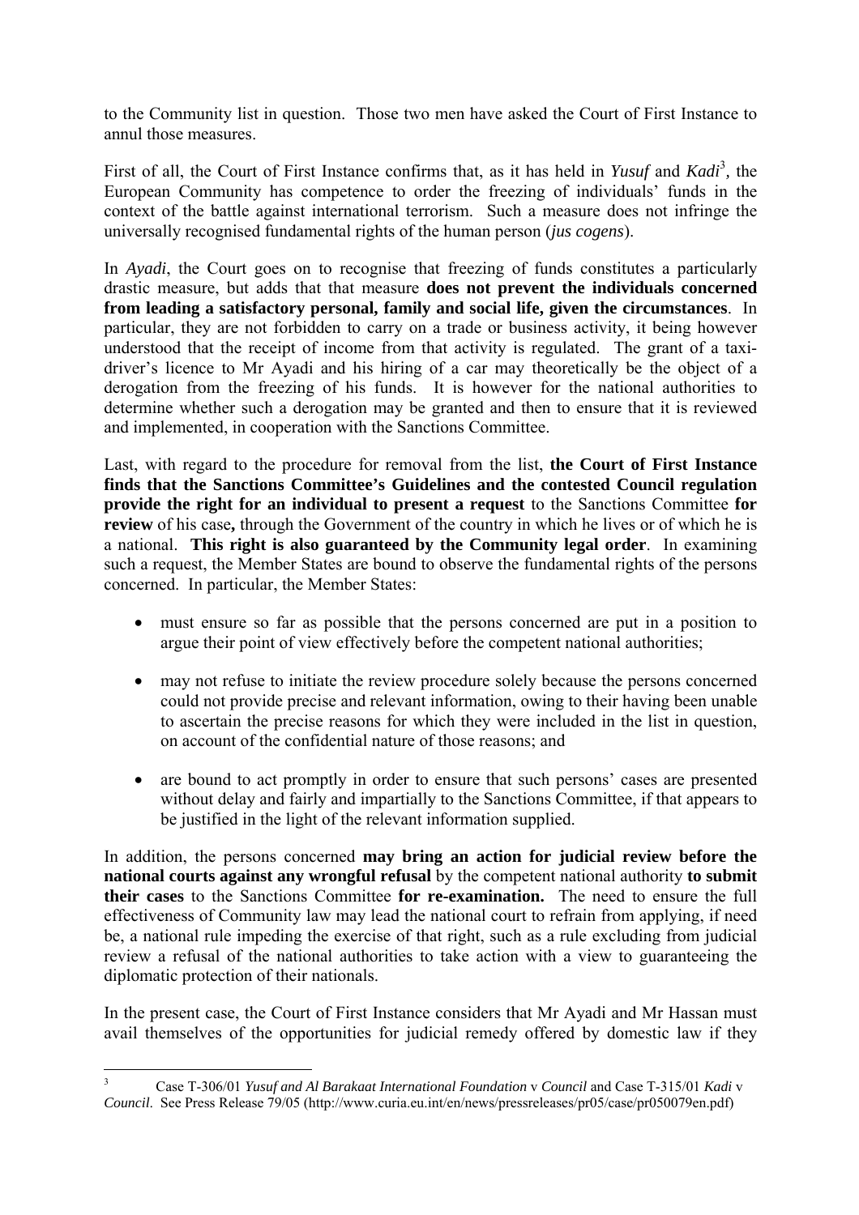to the Community list in question. Those two men have asked the Court of First Instance to annul those measures.

First of all, the Court of First Instance confirms that, as it has held in *Yusuf* and *Kadi*[3], the European Community has competence to order the freezing of individuals' funds in the context of the battle against international terrorism. Such a measure does not infringe the universally recognised fundamental rights of the human person (*jus cogens*).

In *Ayadi*, the Court goes on to recognise that freezing of funds constitutes a particularly drastic measure, but adds that that measure **does not prevent the individuals concerned from leading a satisfactory personal, family and social life, given the circumstances**. In particular, they are not forbidden to carry on a trade or business activity, it being however understood that the receipt of income from that activity is regulated. The grant of a taxi-driver's licence to Mr Ayadi and his hiring of a car may theoretically be the object of a derogation from the freezing of his funds. It is however for the national authorities to determine whether such a derogation may be granted and then to ensure that it is reviewed and implemented, in cooperation with the Sanctions Committee.

Last, with regard to the procedure for removal from the list, **the Court of First Instance finds that the Sanctions Committee's Guidelines and the contested Council regulation provide the right for an individual to present a request** to the Sanctions Committee **for review** of his case**,** through the Government of the country in which he lives or of which he is a national. **This right is also guaranteed by the Community legal order**. In examining such a request, the Member States are bound to observe the fundamental rights of the persons concerned. In particular, the Member States:

- must ensure so far as possible that the persons concerned are put in a position to argue their point of view effectively before the competent national authorities;
- may not refuse to initiate the review procedure solely because the persons concerned could not provide precise and relevant information, owing to their having been unable to ascertain the precise reasons for which they were included in the list in question, on account of the confidential nature of those reasons; and
- are bound to act promptly in order to ensure that such persons' cases are presented without delay and fairly and impartially to the Sanctions Committee, if that appears to be justified in the light of the relevant information supplied.

In addition, the persons concerned **may bring an action for judicial review before the national courts against any wrongful refusal** by the competent national authority **to submit their cases** to the Sanctions Committee **for re-examination.** The need to ensure the full effectiveness of Community law may lead the national court to refrain from applying, if need be, a national rule impeding the exercise of that right, such as a rule excluding from judicial review a refusal of the national authorities to take action with a view to guaranteeing the diplomatic protection of their nationals.

In the present case, the Court of First Instance considers that Mr Ayadi and Mr Hassan must avail themselves of the opportunities for judicial remedy offered by domestic law if they

---

[3] Case T-306/01 *Yusuf and Al Barakaat International Foundation* v *Council* and Case T-315/01 *Kadi* v *Council*. See Press Release 79/05 (http://www.curia.eu.int/en/news/pressreleases/pr05/case/pr050079en.pdf)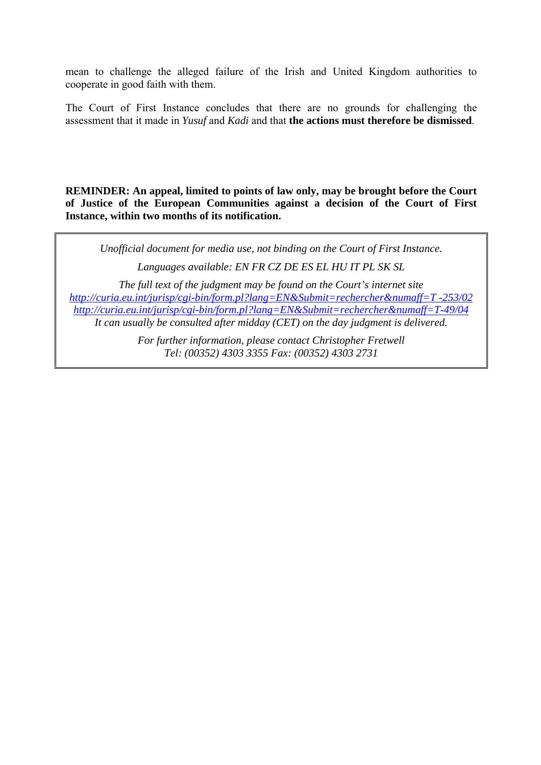mean to challenge the alleged failure of the Irish and United Kingdom authorities to cooperate in good faith with them.

The Court of First Instance concludes that there are no grounds for challenging the assessment that it made in *Yusuf* and *Kadi* and that **the actions must therefore be dismissed**.

**REMINDER: An appeal, limited to points of law only, may be brought before the Court of Justice of the European Communities against a decision of the Court of First Instance, within two months of its notification.**

*Unofficial document for media use, not binding on the Court of First Instance.*

*Languages available: EN FR CZ DE ES EL HU IT PL SK SL*

*The full text of the judgment may be found on the Court's internet site*
*http://curia.eu.int/jurisp/cgi-bin/form.pl?lang=EN&Submit=rechercher&numaff=T -253/02*
*http://curia.eu.int/jurisp/cgi-bin/form.pl?lang=EN&Submit=rechercher&numaff=T-49/04*
*It can usually be consulted after midday (CET) on the day judgment is delivered.*

*For further information, please contact Christopher Fretwell*
*Tel: (00352) 4303 3355 Fax: (00352) 4303 2731*